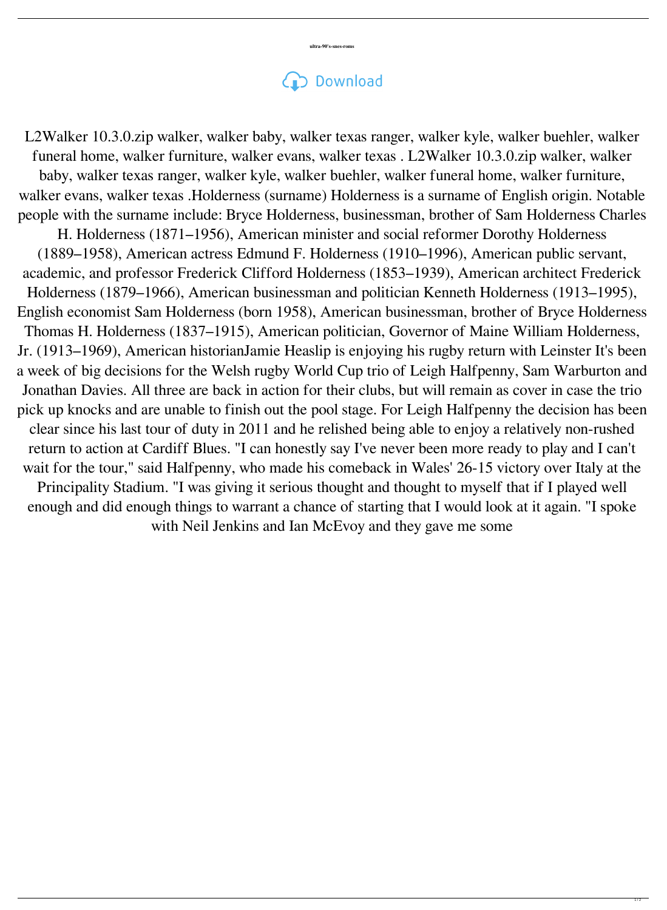ultra-90's-snes-roms

Download

L2Walker 10.3.0.zip walker, walker baby, walker texas ranger, walker kyle, walker buehler, walker funeral home, walker furniture, walker evans, walker texas . L2Walker 10.3.0.zip walker, walker baby, walker texas ranger, walker kyle, walker buehler, walker funeral home, walker furniture, walker evans, walker texas .Holderness (surname) Holderness is a surname of English origin. Notable people with the surname include: Bryce Holderness, businessman, brother of Sam Holderness Charles H. Holderness (1871–1956), American minister and social reformer Dorothy Holderness (1889–1958), American actress Edmund F. Holderness (1910–1996), American public servant, academic, and professor Frederick Clifford Holderness (1853–1939), American architect Frederick Holderness (1879–1966), American businessman and politician Kenneth Holderness (1913–1995), English economist Sam Holderness (born 1958), American businessman, brother of Bryce Holderness Thomas H. Holderness (1837–1915), American politician, Governor of Maine William Holderness, Jr. (1913–1969), American historianJamie Heaslip is enjoying his rugby return with Leinster It's been a week of big decisions for the Welsh rugby World Cup trio of Leigh Halfpenny, Sam Warburton and Jonathan Davies. All three are back in action for their clubs, but will remain as cover in case the trio pick up knocks and are unable to finish out the pool stage. For Leigh Halfpenny the decision has been clear since his last tour of duty in 2011 and he relished being able to enjoy a relatively non-rushed return to action at Cardiff Blues. "I can honestly say I've never been more ready to play and I can't wait for the tour," said Halfpenny, who made his comeback in Wales' 26-15 victory over Italy at the Principality Stadium. "I was giving it serious thought and thought to myself that if I played well enough and did enough things to warrant a chance of starting that I would look at it again. "I spoke with Neil Jenkins and Ian McEvoy and they gave me some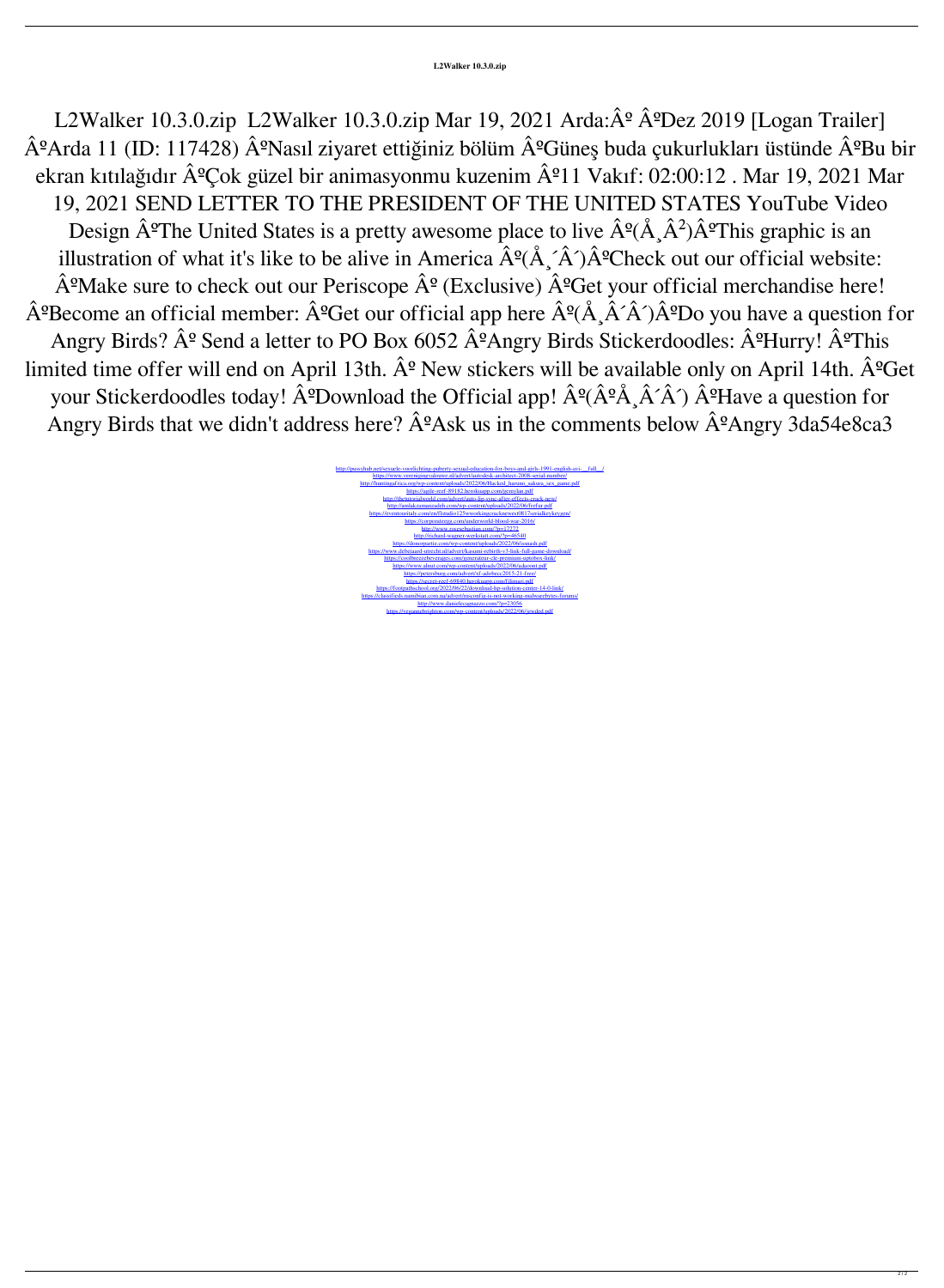L2Walker 10.3.0.zip  L2Walker 10.3.0.zip Mar 19, 2021 Arda:Âº ÂºDez 2019 [Logan Trailer] ÂºArda 11 (ID: 117428) ÂºNasıl ziyaret ettiğiniz bölüm ÂºGüneş buda çukurlukları üstünde ÂºBu bir ekran kıtılağıdır ÂºÇok güzel bir animasyonmu kuzenim Âº11 Vakıf: 02:00:12 . Mar 19, 2021 Mar 19, 2021 SEND LETTER TO THE PRESIDENT OF THE UNITED STATES YouTube Video Design ÂºThe United States is a pretty awesome place to live Âº(Å¸Â²)ÂºThis graphic is an illustration of what it's like to be alive in America Âº(Å¸´Â´)ÂºCheck out our official website: ÂºMake sure to check out our Periscope Âº (Exclusive) ÂºGet your official merchandise here! ÂºBecome an official member: ÂºGet our official app here Âº(Å¸Â´Â´)ÂºDo you have a question for Angry Birds? Âº Send a letter to PO Box 6052 ÂºAngry Birds Stickerdoodles: ÂºHurry! ÂºThis limited time offer will end on April 13th. Âº New stickers will be available only on April 14th. ÂºGet your Stickerdoodles today! ÂºDownload the Official app! Âº(ÂºÅ¸Â´Â´) ÂºHave a question for Angry Birds that we didn't address here? ÂºAsk us in the comments below ÂºAngry 3da54e8ca3

http://pussyhub.net/sexuele-voorlichting-puberty-sexual-education-for-boys-and-girls-1991-english-avi-__full__/
https://www.verenigingvalouwe.nl/advert/autodesk-architect-2008-serial-number/
http://huntingafrica.org/wp-content/uploads/2022/06/Hacked_haruno_sakura_sex_game.pdf
https://agile-reef-89182.herokuapp.com/jermylan.pdf
https://thetutorialworld.com/advert/auto-lip-sync-after-effects-crack-new/
http://amlakzamanzadeh.com/wp-content/uploads/2022/06/frefar.pdf
https://eventouritaly.com/en/flstudio125wworkingcracknewest0817serialkeykeygen/
https://corporateegg.com/underworld-blood-war-2016/
http://www.nextjowl.com/?p=12272
http://richard-wagner-werkstatt.com/?p=46540
https://donorpartie.com/wp-content/uploads/2022/06/isauah.pdf
https://www.debeiaard-utrecht.nl/advert/kasumi-rebirth-v3-link-full-game-download/
https://coolbreezebeverages.com/generateur-cle-premium-uptobox-link/
https://www.alnut.com/wp-content/uploads/2022/06/adaoont.pdf
https://petersburg.com/advert/xf-adsbeez2015-21-free/
https://secret-reef-69840.herokuapp.com/Tiljmari.pdf
https://footpathschool.org/2022/06/22/download-hp-solution-center-14-0-link/
https://classifieds.namibian.com.na/advert/msconfig-is-not-working-malwarebytes-forums/
http://www.danielecagnazzo.com/?p=23056
https://sepanmbrighton.com/wp-content/uploads/2022/06/jewded.pdf